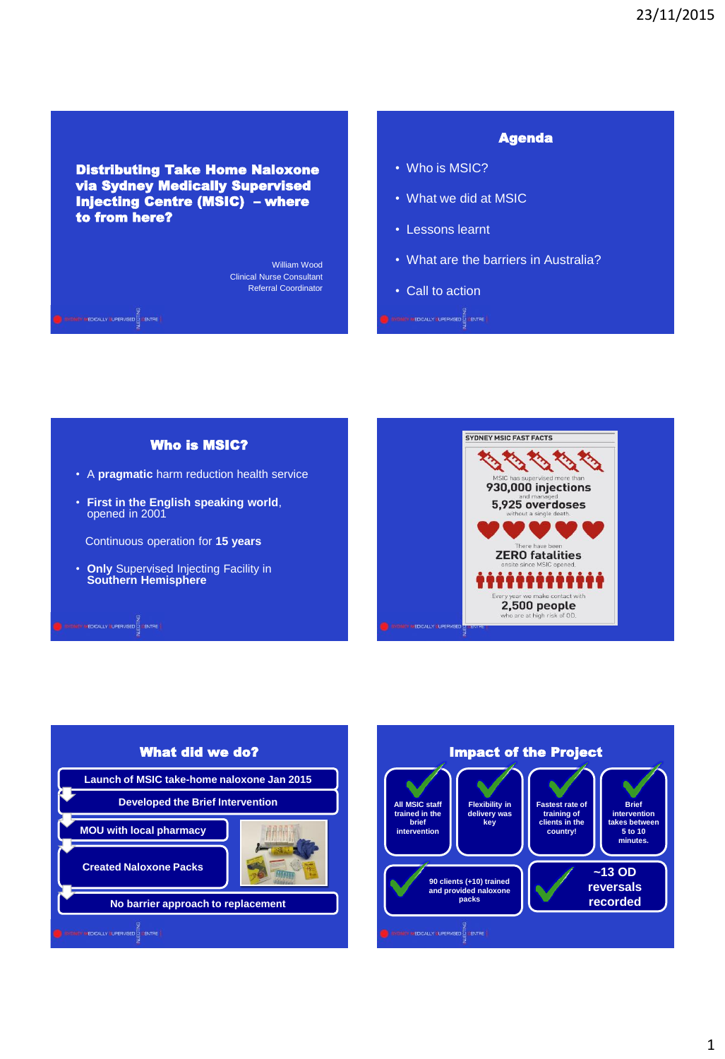# Distributing Take Home Naloxone via Sydney Medically Supervised Injecting Centre (MSIC) – where to from here?

William Wood
Clinical Nurse Consultant
Referral Coordinator

## Agenda

- Who is MSIC?
- What we did at MSIC
- Lessons learnt
- What are the barriers in Australia?
- Call to action

## Who is MSIC?

- A **pragmatic** harm reduction health service
- **First in the English speaking world**, opened in 2001

  Continuous operation for **15 years**
- **Only** Supervised Injecting Facility in **Southern Hemisphere**

## SYDNEY MSIC FAST FACTS

MSIC has supervised more than **930,000 injections** and managed **5,925 overdoses** without a single death.

There have been **ZERO fatalities** onsite since MSIC opened.

Every year we make contact with **2,500 people** who are at high risk of OD.

## What did we do?

- Launch of MSIC take-home naloxone Jan 2015
- Developed the Brief Intervention
- MOU with local pharmacy
- Created Naloxone Packs
- No barrier approach to replacement

## Impact of the Project

- All MSIC staff trained in the brief intervention
- Flexibility in delivery was key
- Fastest rate of training of clients in the country!
- Brief intervention takes between 5 to 10 minutes.
- 90 clients (+10) trained and provided naloxone packs
- ~13 OD reversals recorded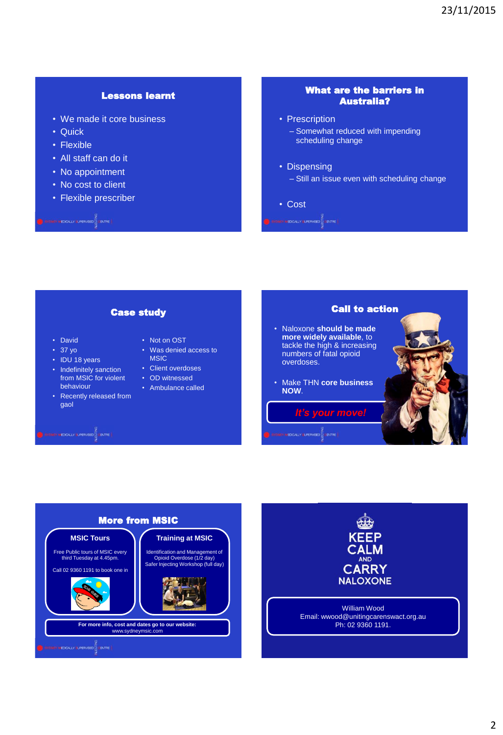## Lessons learnt

- We made it core business
- Quick
- Flexible
- All staff can do it
- No appointment
- No cost to client
- Flexible prescriber

## What are the barriers in Australia?

- Prescription
  - Somewhat reduced with impending scheduling change
- Dispensing
  - Still an issue even with scheduling change
- Cost

## Case study

- David
- 37 yo
- IDU 18 years
- Indefinitely sanction from MSIC for violent behaviour
- Recently released from gaol
- Not on OST
- Was denied access to MSIC
- Client overdoses
- OD witnessed
- Ambulance called

## Call to action

- Naloxone **should be made more widely available**, to tackle the high & increasing numbers of fatal opioid overdoses.
- Make THN **core business NOW**.

***It's your move!***

## More from MSIC

### MSIC Tours

Free Public tours of MSIC every third Tuesday at 4.45pm.

Call 02 9360 1191 to book one in

### Training at MSIC

Identification and Management of Opioid Overdose (1/2 day)
Safer Injecting Workshop (full day)

**For more info, cost and dates go to our website:**
www.sydneymsic.com

KEEP CALM AND CARRY NALOXONE

William Wood
Email: wwood@unitingcarenswact.org.au
Ph: 02 9360 1191.